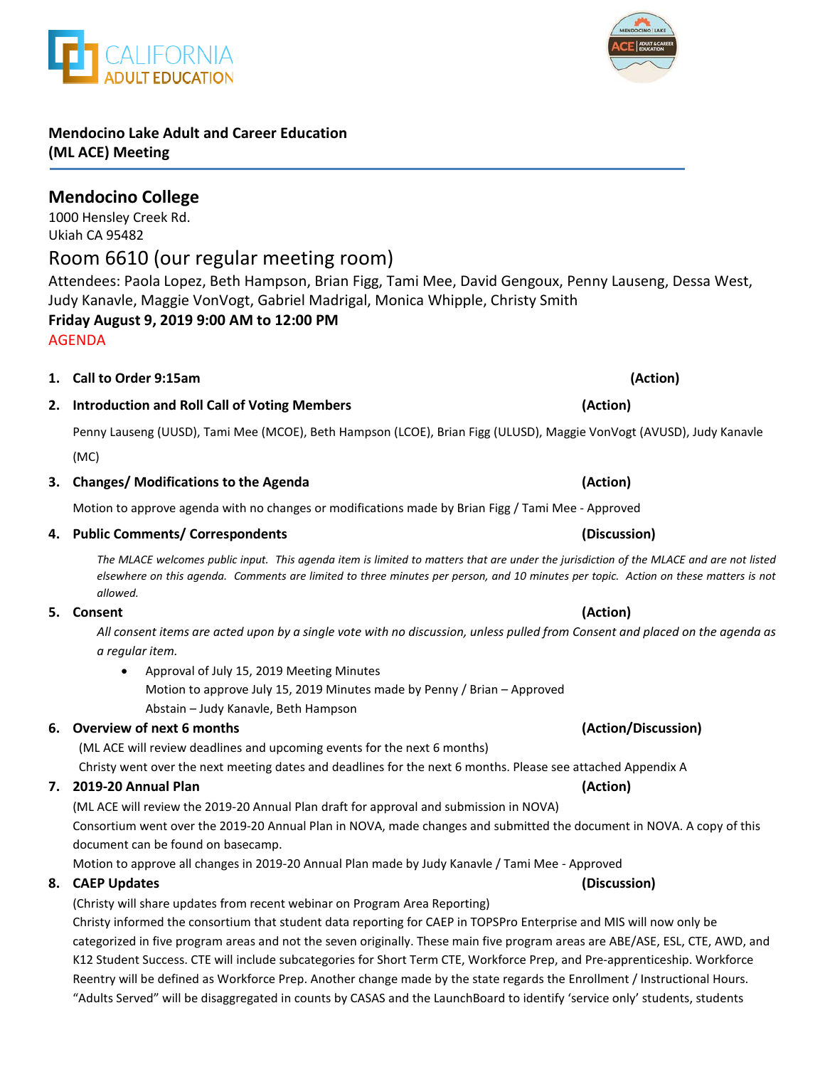**Mendocino Lake Adult and Career Education (ML ACE) Meeting**

## Mendocino College

1000 Hensley Creek Rd.
Ukiah CA 95482

## Room 6610 (our regular meeting room)

Attendees: Paola Lopez, Beth Hampson, Brian Figg, Tami Mee, David Gengoux, Penny Lauseng, Dessa West, Judy Kanavle, Maggie VonVogt, Gabriel Madrigal, Monica Whipple, Christy Smith

**Friday August 9, 2019 9:00 AM to 12:00 PM**

AGENDA

1. **Call to Order 9:15am** **(Action)**

2. **Introduction and Roll Call of Voting Members** **(Action)**

   Penny Lauseng (UUSD), Tami Mee (MCOE), Beth Hampson (LCOE), Brian Figg (ULUSD), Maggie VonVogt (AVUSD), Judy Kanavle (MC)

3. **Changes/ Modifications to the Agenda** **(Action)**

   Motion to approve agenda with no changes or modifications made by Brian Figg / Tami Mee - Approved

4. **Public Comments/ Correspondents** **(Discussion)**

   *The MLACE welcomes public input. This agenda item is limited to matters that are under the jurisdiction of the MLACE and are not listed elsewhere on this agenda. Comments are limited to three minutes per person, and 10 minutes per topic. Action on these matters is not allowed.*

5. **Consent** **(Action)**

   *All consent items are acted upon by a single vote with no discussion, unless pulled from Consent and placed on the agenda as a regular item.*

   - Approval of July 15, 2019 Meeting Minutes
     Motion to approve July 15, 2019 Minutes made by Penny / Brian – Approved
     Abstain – Judy Kanavle, Beth Hampson

6. **Overview of next 6 months** **(Action/Discussion)**

   (ML ACE will review deadlines and upcoming events for the next 6 months)
   Christy went over the next meeting dates and deadlines for the next 6 months. Please see attached Appendix A

7. **2019-20 Annual Plan** **(Action)**

   (ML ACE will review the 2019-20 Annual Plan draft for approval and submission in NOVA)
   Consortium went over the 2019-20 Annual Plan in NOVA, made changes and submitted the document in NOVA. A copy of this document can be found on basecamp.
   Motion to approve all changes in 2019-20 Annual Plan made by Judy Kanavle / Tami Mee - Approved

8. **CAEP Updates** **(Discussion)**

   (Christy will share updates from recent webinar on Program Area Reporting)
   Christy informed the consortium that student data reporting for CAEP in TOPSPro Enterprise and MIS will now only be categorized in five program areas and not the seven originally. These main five program areas are ABE/ASE, ESL, CTE, AWD, and K12 Student Success. CTE will include subcategories for Short Term CTE, Workforce Prep, and Pre-apprenticeship. Workforce Reentry will be defined as Workforce Prep. Another change made by the state regards the Enrollment / Instructional Hours. "Adults Served" will be disaggregated in counts by CASAS and the LaunchBoard to identify 'service only' students, students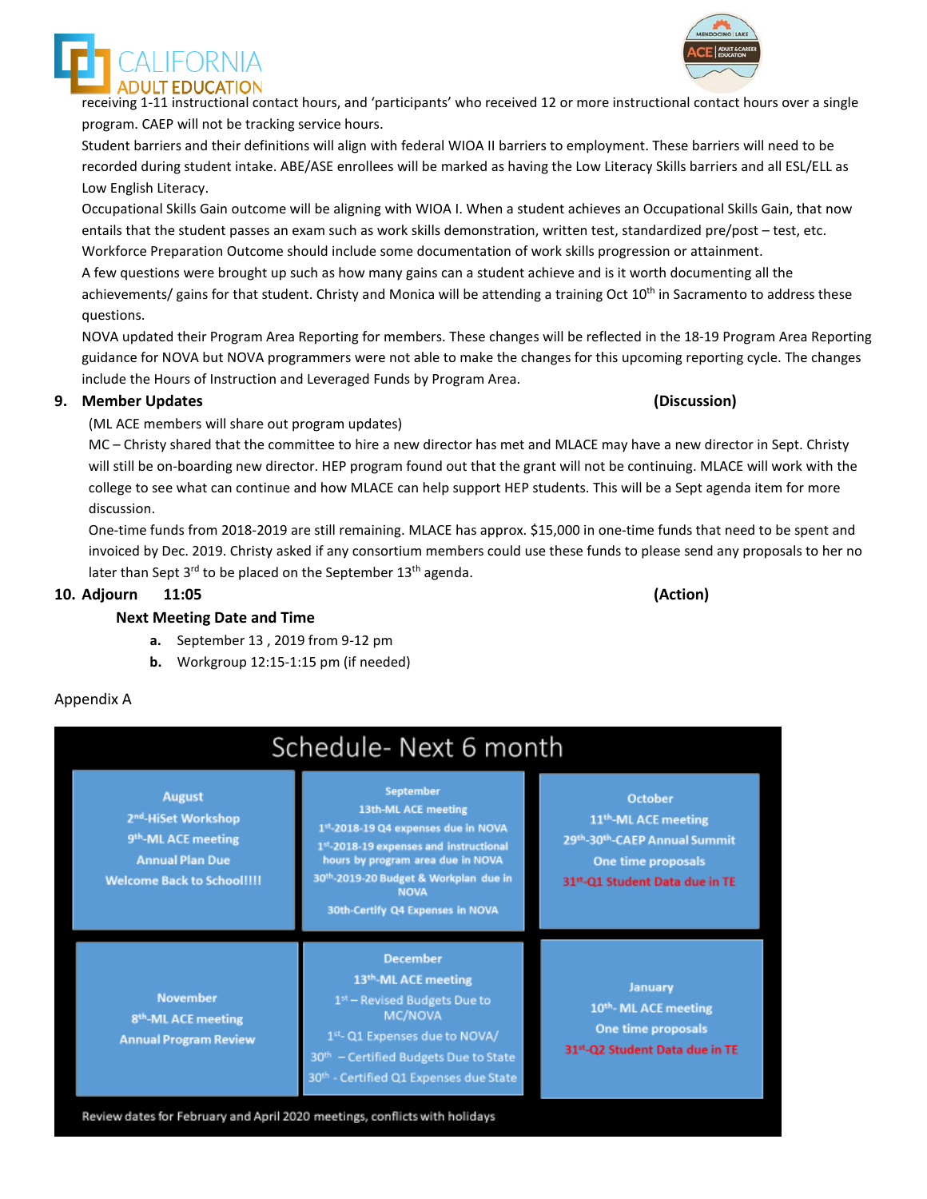receiving 1-11 instructional contact hours, and 'participants' who received 12 or more instructional contact hours over a single program. CAEP will not be tracking service hours.

Student barriers and their definitions will align with federal WIOA II barriers to employment. These barriers will need to be recorded during student intake. ABE/ASE enrollees will be marked as having the Low Literacy Skills barriers and all ESL/ELL as Low English Literacy.

Occupational Skills Gain outcome will be aligning with WIOA I. When a student achieves an Occupational Skills Gain, that now entails that the student passes an exam such as work skills demonstration, written test, standardized pre/post – test, etc. Workforce Preparation Outcome should include some documentation of work skills progression or attainment.

A few questions were brought up such as how many gains can a student achieve and is it worth documenting all the achievements/ gains for that student. Christy and Monica will be attending a training Oct 10th in Sacramento to address these questions.

NOVA updated their Program Area Reporting for members. These changes will be reflected in the 18-19 Program Area Reporting guidance for NOVA but NOVA programmers were not able to make the changes for this upcoming reporting cycle. The changes include the Hours of Instruction and Leveraged Funds by Program Area.

**9. Member Updates (Discussion)**

(ML ACE members will share out program updates)

MC – Christy shared that the committee to hire a new director has met and MLACE may have a new director in Sept. Christy will still be on-boarding new director. HEP program found out that the grant will not be continuing. MLACE will work with the college to see what can continue and how MLACE can help support HEP students. This will be a Sept agenda item for more discussion.

One-time funds from 2018-2019 are still remaining. MLACE has approx. $15,000 in one-time funds that need to be spent and invoiced by Dec. 2019. Christy asked if any consortium members could use these funds to please send any proposals to her no later than Sept 3rd to be placed on the September 13th agenda.

**10. Adjourn 11:05 (Action)**

**Next Meeting Date and Time**

a. September 13 , 2019 from 9-12 pm
b. Workgroup 12:15-1:15 pm (if needed)

Appendix A

Schedule- Next 6 month

August
2nd-HiSet Workshop
9th-ML ACE meeting
Annual Plan Due
Welcome Back to School!!!!

September
13th-ML ACE meeting
1st-2018-19 Q4 expenses due in NOVA
1st-2018-19 expenses and instructional hours by program area due in NOVA
30th-2019-20 Budget & Workplan due in NOVA
30th-Certify Q4 Expenses in NOVA

October
11th-ML ACE meeting
29th-30th-CAEP Annual Summit
One time proposals
31st-Q1 Student Data due in TE

November
8th-ML ACE meeting
Annual Program Review

December
13th-ML ACE meeting
1st – Revised Budgets Due to MC/NOVA
1st- Q1 Expenses due to NOVA/
30th – Certified Budgets Due to State
30th - Certified Q1 Expenses due State

January
10th- ML ACE meeting
One time proposals
31st-Q2 Student Data due in TE

Review dates for February and April 2020 meetings, conflicts with holidays